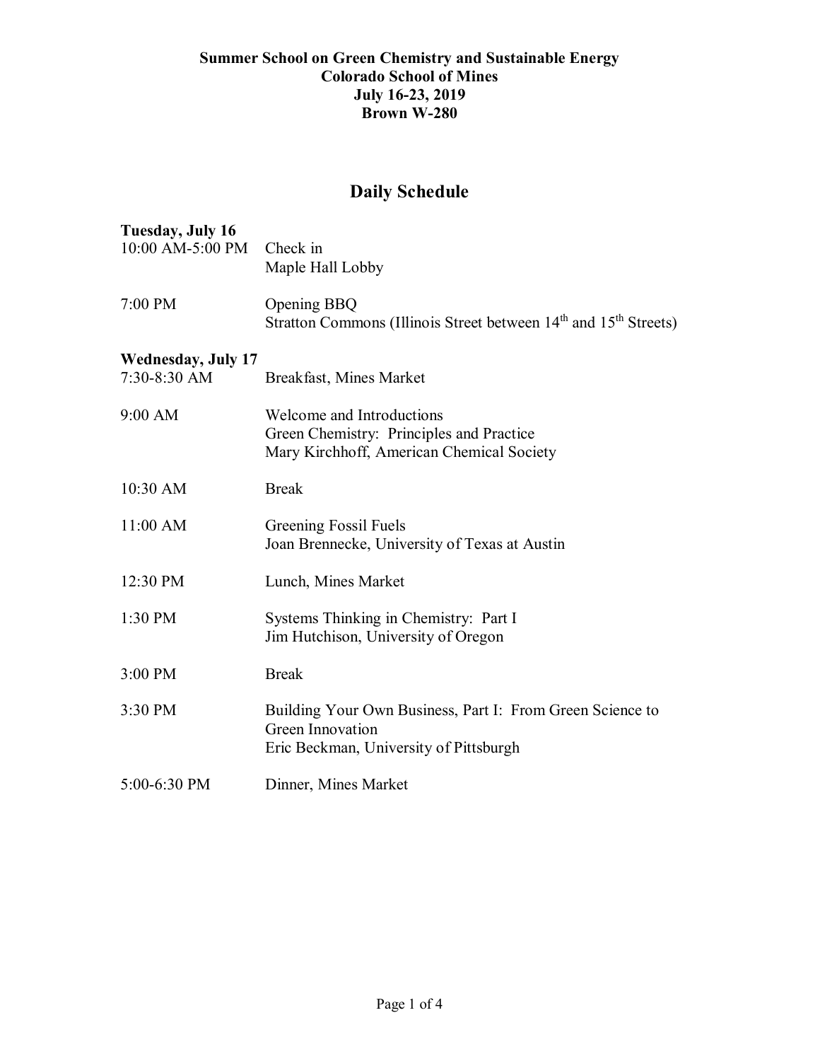**Summer School on Green Chemistry and Sustainable Energy**
**Colorado School of Mines**
**July 16-23, 2019**
**Brown W-280**

# Daily Schedule

**Tuesday, July 16**

| | |
|---|---|
| 10:00 AM-5:00 PM | Check in<br>Maple Hall Lobby |
| 7:00 PM | Opening BBQ<br>Stratton Commons (Illinois Street between 14th and 15th Streets) |

**Wednesday, July 17**

| | |
|---|---|
| 7:30-8:30 AM | Breakfast, Mines Market |
| 9:00 AM | Welcome and Introductions<br>Green Chemistry: Principles and Practice<br>Mary Kirchhoff, American Chemical Society |
| 10:30 AM | Break |
| 11:00 AM | Greening Fossil Fuels<br>Joan Brennecke, University of Texas at Austin |
| 12:30 PM | Lunch, Mines Market |
| 1:30 PM | Systems Thinking in Chemistry: Part I<br>Jim Hutchison, University of Oregon |
| 3:00 PM | Break |
| 3:30 PM | Building Your Own Business, Part I: From Green Science to Green Innovation<br>Eric Beckman, University of Pittsburgh |
| 5:00-6:30 PM | Dinner, Mines Market |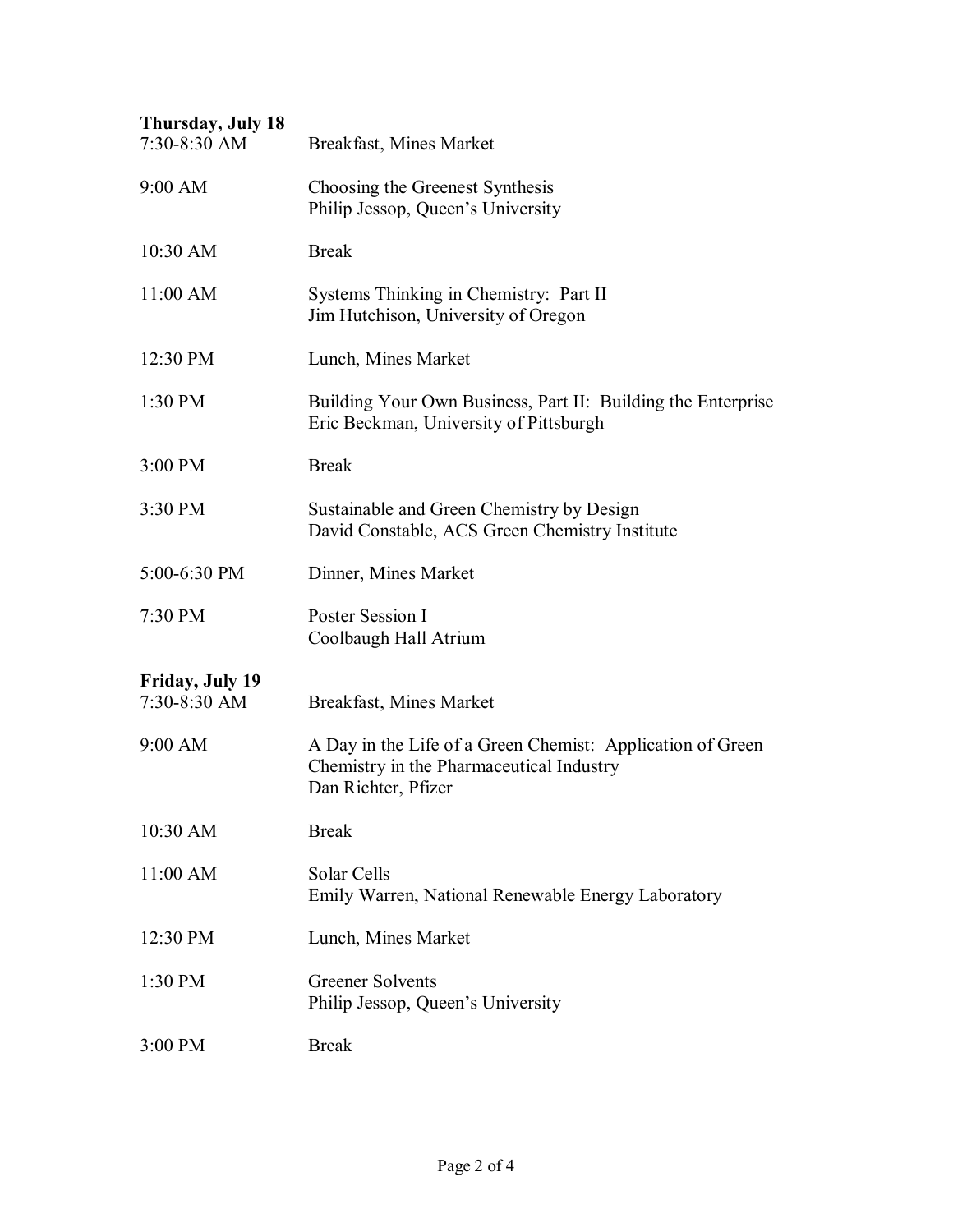**Thursday, July 18**

| | |
|---|---|
| 7:30-8:30 AM | Breakfast, Mines Market |
| 9:00 AM | Choosing the Greenest Synthesis<br>Philip Jessop, Queen's University |
| 10:30 AM | Break |
| 11:00 AM | Systems Thinking in Chemistry: Part II<br>Jim Hutchison, University of Oregon |
| 12:30 PM | Lunch, Mines Market |
| 1:30 PM | Building Your Own Business, Part II: Building the Enterprise<br>Eric Beckman, University of Pittsburgh |
| 3:00 PM | Break |
| 3:30 PM | Sustainable and Green Chemistry by Design<br>David Constable, ACS Green Chemistry Institute |
| 5:00-6:30 PM | Dinner, Mines Market |
| 7:30 PM | Poster Session I<br>Coolbaugh Hall Atrium |

**Friday, July 19**

| | |
|---|---|
| 7:30-8:30 AM | Breakfast, Mines Market |
| 9:00 AM | A Day in the Life of a Green Chemist: Application of Green Chemistry in the Pharmaceutical Industry<br>Dan Richter, Pfizer |
| 10:30 AM | Break |
| 11:00 AM | Solar Cells<br>Emily Warren, National Renewable Energy Laboratory |
| 12:30 PM | Lunch, Mines Market |
| 1:30 PM | Greener Solvents<br>Philip Jessop, Queen's University |
| 3:00 PM | Break |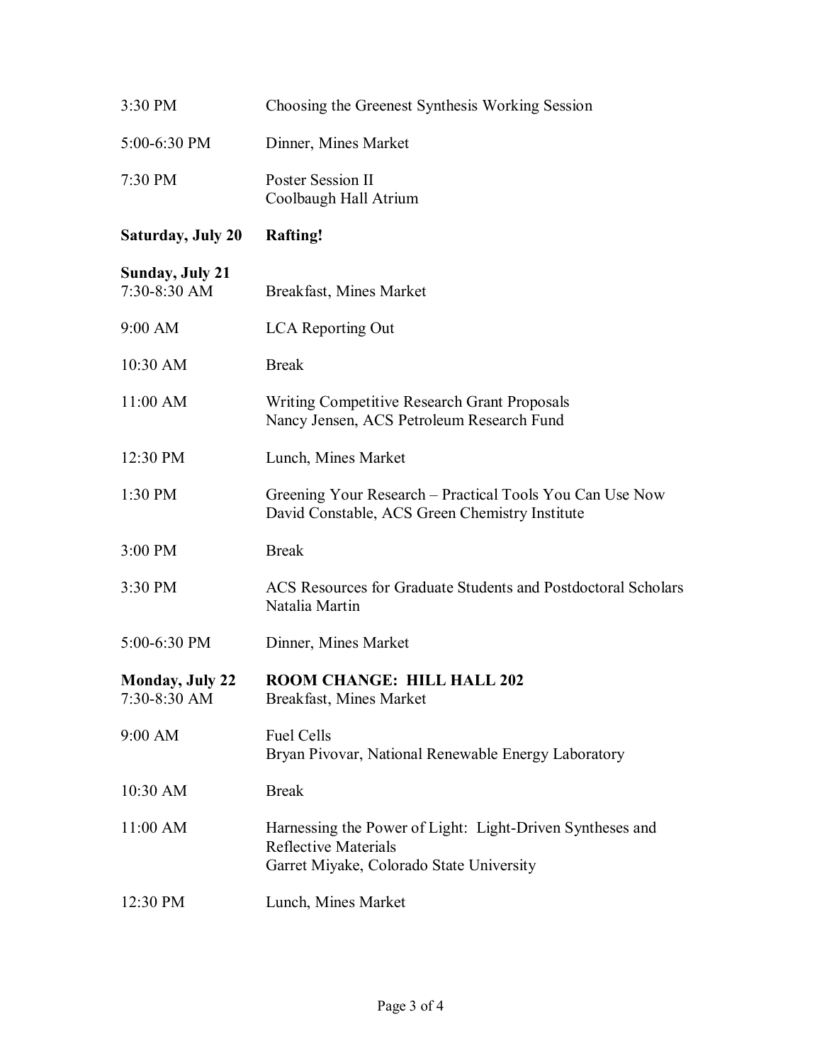| | |
|---|---|
| 3:30 PM | Choosing the Greenest Synthesis Working Session |
| 5:00-6:30 PM | Dinner, Mines Market |
| 7:30 PM | Poster Session II<br>Coolbaugh Hall Atrium |
| **Saturday, July 20** | **Rafting!** |
| **Sunday, July 21** | |
| 7:30-8:30 AM | Breakfast, Mines Market |
| 9:00 AM | LCA Reporting Out |
| 10:30 AM | Break |
| 11:00 AM | Writing Competitive Research Grant Proposals<br>Nancy Jensen, ACS Petroleum Research Fund |
| 12:30 PM | Lunch, Mines Market |
| 1:30 PM | Greening Your Research – Practical Tools You Can Use Now<br>David Constable, ACS Green Chemistry Institute |
| 3:00 PM | Break |
| 3:30 PM | ACS Resources for Graduate Students and Postdoctoral Scholars<br>Natalia Martin |
| 5:00-6:30 PM | Dinner, Mines Market |
| **Monday, July 22** | **ROOM CHANGE: HILL HALL 202** |
| 7:30-8:30 AM | Breakfast, Mines Market |
| 9:00 AM | Fuel Cells<br>Bryan Pivovar, National Renewable Energy Laboratory |
| 10:30 AM | Break |
| 11:00 AM | Harnessing the Power of Light: Light-Driven Syntheses and Reflective Materials<br>Garret Miyake, Colorado State University |
| 12:30 PM | Lunch, Mines Market |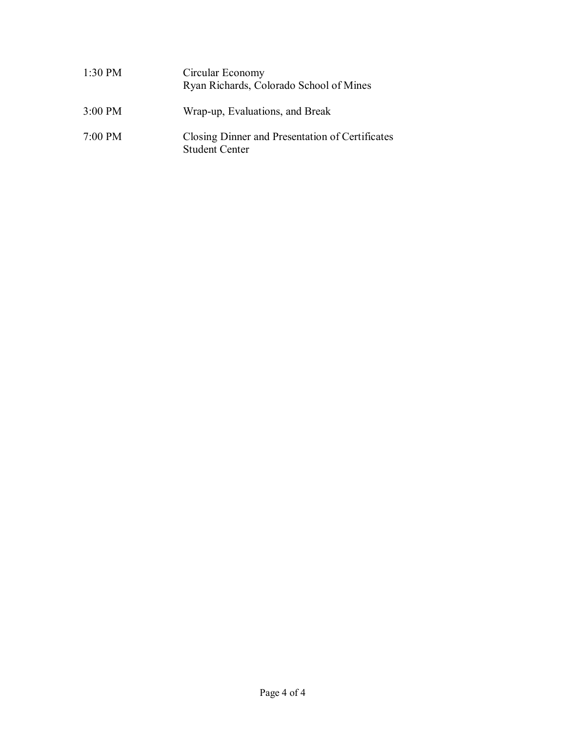| | |
|---|---|
| 1:30 PM | Circular Economy<br>Ryan Richards, Colorado School of Mines |
| 3:00 PM | Wrap-up, Evaluations, and Break |
| 7:00 PM | Closing Dinner and Presentation of Certificates<br>Student Center |